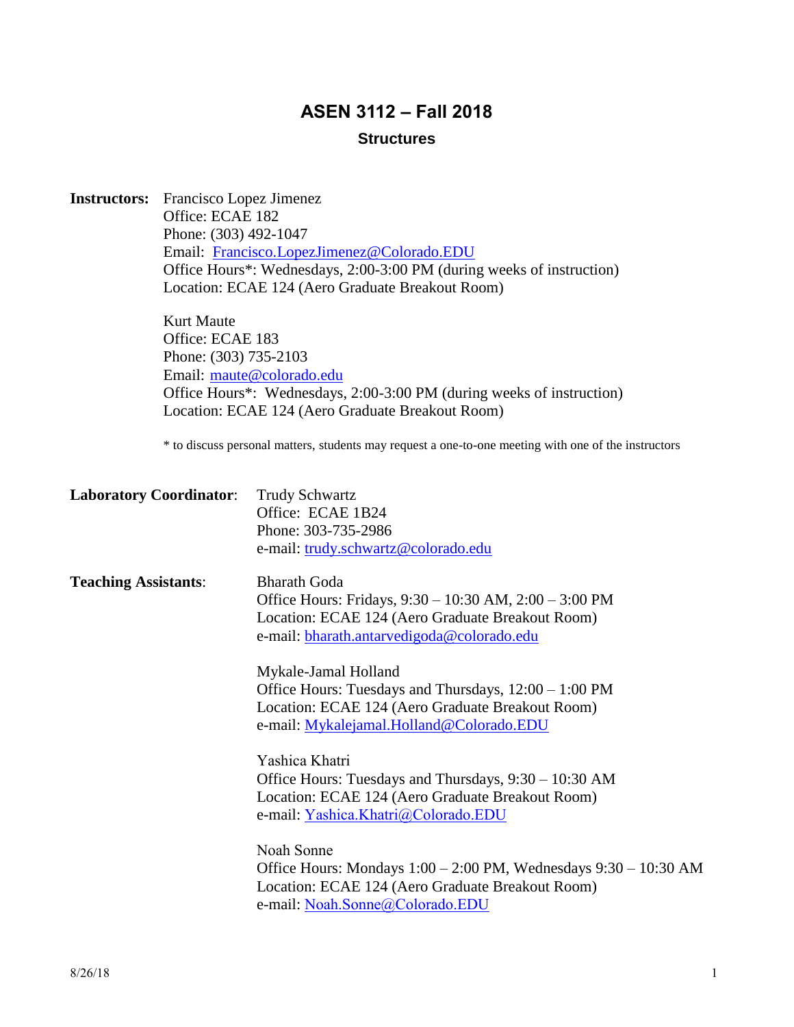# ASEN 3112 – Fall 2018

## Structures

**Instructors:** Francisco Lopez Jimenez
Office: ECAE 182
Phone: (303) 492-1047
Email: Francisco.LopezJimenez@Colorado.EDU
Office Hours*: Wednesdays, 2:00-3:00 PM (during weeks of instruction)
Location: ECAE 124 (Aero Graduate Breakout Room)

Kurt Maute
Office: ECAE 183
Phone: (303) 735-2103
Email: maute@colorado.edu
Office Hours*: Wednesdays, 2:00-3:00 PM (during weeks of instruction)
Location: ECAE 124 (Aero Graduate Breakout Room)

* to discuss personal matters, students may request a one-to-one meeting with one of the instructors

**Laboratory Coordinator**: Trudy Schwartz
Office: ECAE 1B24
Phone: 303-735-2986
e-mail: trudy.schwartz@colorado.edu

**Teaching Assistants**:

Bharath Goda
Office Hours: Fridays, 9:30 – 10:30 AM, 2:00 – 3:00 PM
Location: ECAE 124 (Aero Graduate Breakout Room)
e-mail: bharath.antarvedigoda@colorado.edu

Mykale-Jamal Holland
Office Hours: Tuesdays and Thursdays, 12:00 – 1:00 PM
Location: ECAE 124 (Aero Graduate Breakout Room)
e-mail: Mykalejamal.Holland@Colorado.EDU

Yashica Khatri
Office Hours: Tuesdays and Thursdays, 9:30 – 10:30 AM
Location: ECAE 124 (Aero Graduate Breakout Room)
e-mail: Yashica.Khatri@Colorado.EDU

Noah Sonne
Office Hours: Mondays 1:00 – 2:00 PM, Wednesdays 9:30 – 10:30 AM
Location: ECAE 124 (Aero Graduate Breakout Room)
e-mail: Noah.Sonne@Colorado.EDU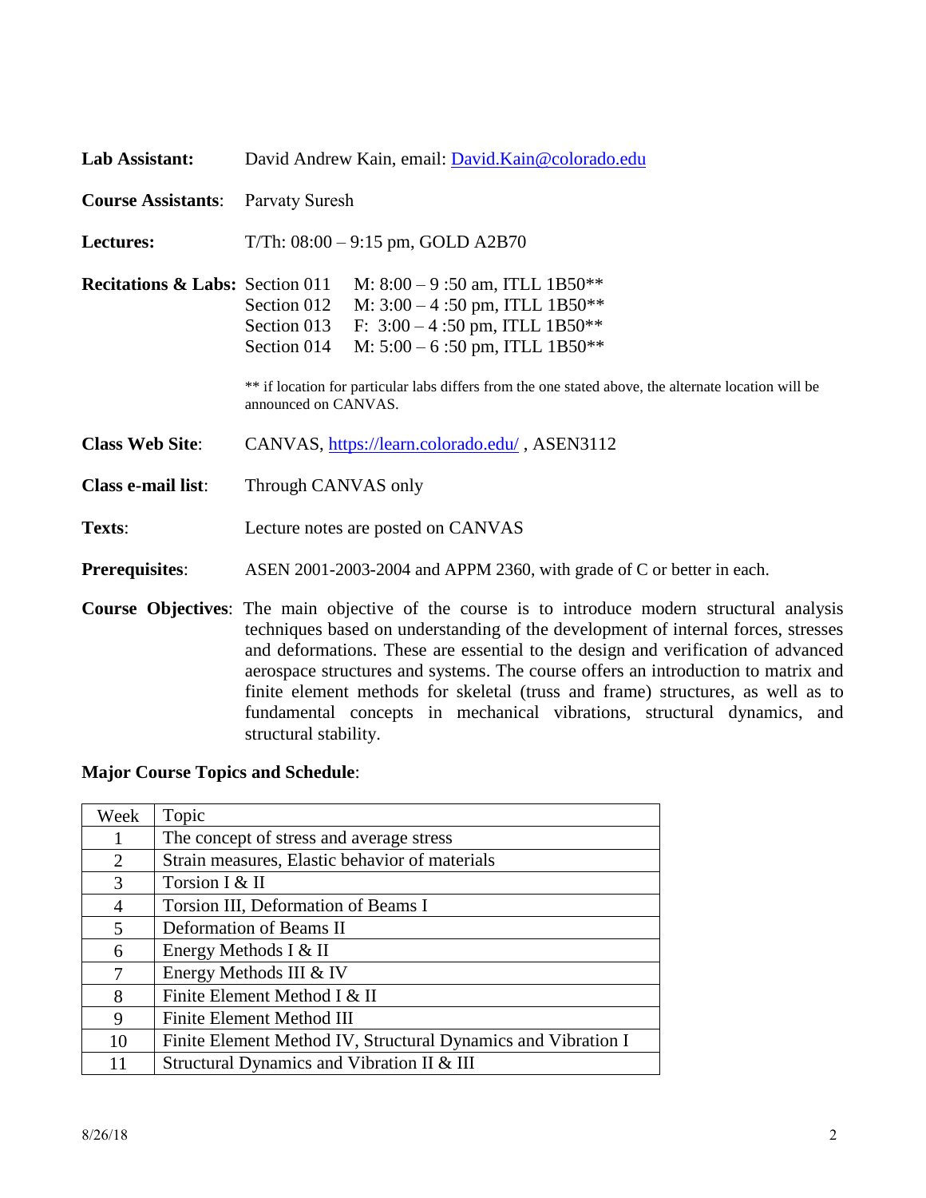**Lab Assistant:** David Andrew Kain, email: David.Kain@colorado.edu

**Course Assistants**: Parvaty Suresh

**Lectures:** T/Th: 08:00 – 9:15 pm, GOLD A2B70

**Recitations & Labs:**
Section 011 M: 8:00 – 9 :50 am, ITLL 1B50**
Section 012 M: 3:00 – 4 :50 pm, ITLL 1B50**
Section 013 F: 3:00 – 4 :50 pm, ITLL 1B50**
Section 014 M: 5:00 – 6 :50 pm, ITLL 1B50**

** if location for particular labs differs from the one stated above, the alternate location will be announced on CANVAS.

**Class Web Site**: CANVAS, https://learn.colorado.edu/ , ASEN3112

**Class e-mail list**: Through CANVAS only

**Texts**: Lecture notes are posted on CANVAS

**Prerequisites**: ASEN 2001-2003-2004 and APPM 2360, with grade of C or better in each.

**Course Objectives**: The main objective of the course is to introduce modern structural analysis techniques based on understanding of the development of internal forces, stresses and deformations. These are essential to the design and verification of advanced aerospace structures and systems. The course offers an introduction to matrix and finite element methods for skeletal (truss and frame) structures, as well as to fundamental concepts in mechanical vibrations, structural dynamics, and structural stability.

**Major Course Topics and Schedule**:

| Week | Topic |
|---|---|
| 1 | The concept of stress and average stress |
| 2 | Strain measures, Elastic behavior of materials |
| 3 | Torsion I & II |
| 4 | Torsion III, Deformation of Beams I |
| 5 | Deformation of Beams II |
| 6 | Energy Methods I & II |
| 7 | Energy Methods III & IV |
| 8 | Finite Element Method I & II |
| 9 | Finite Element Method III |
| 10 | Finite Element Method IV, Structural Dynamics and Vibration I |
| 11 | Structural Dynamics and Vibration II & III |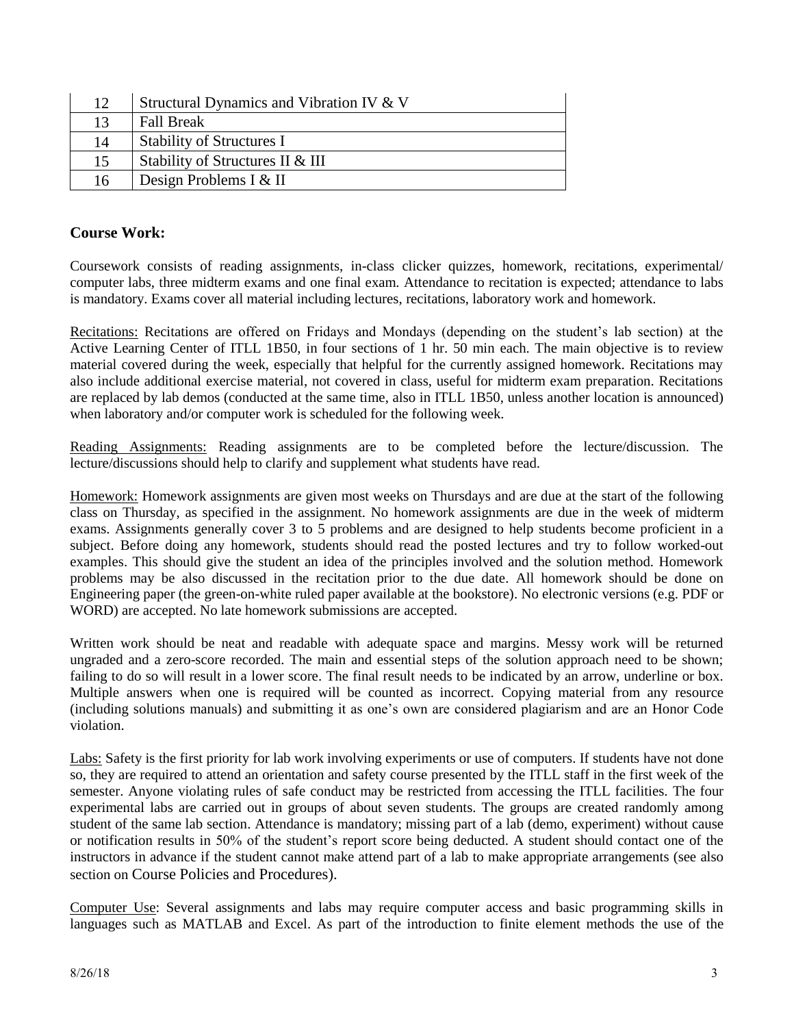| 12 | Structural Dynamics and Vibration IV & V |
|---|---|
| 13 | Fall Break |
| 14 | Stability of Structures I |
| 15 | Stability of Structures II & III |
| 16 | Design Problems I & II |

## Course Work:

Coursework consists of reading assignments, in-class clicker quizzes, homework, recitations, experimental/ computer labs, three midterm exams and one final exam. Attendance to recitation is expected; attendance to labs is mandatory. Exams cover all material including lectures, recitations, laboratory work and homework.

Recitations: Recitations are offered on Fridays and Mondays (depending on the student's lab section) at the Active Learning Center of ITLL 1B50, in four sections of 1 hr. 50 min each. The main objective is to review material covered during the week, especially that helpful for the currently assigned homework. Recitations may also include additional exercise material, not covered in class, useful for midterm exam preparation. Recitations are replaced by lab demos (conducted at the same time, also in ITLL 1B50, unless another location is announced) when laboratory and/or computer work is scheduled for the following week.

Reading Assignments: Reading assignments are to be completed before the lecture/discussion. The lecture/discussions should help to clarify and supplement what students have read.

Homework: Homework assignments are given most weeks on Thursdays and are due at the start of the following class on Thursday, as specified in the assignment. No homework assignments are due in the week of midterm exams. Assignments generally cover 3 to 5 problems and are designed to help students become proficient in a subject. Before doing any homework, students should read the posted lectures and try to follow worked-out examples. This should give the student an idea of the principles involved and the solution method. Homework problems may be also discussed in the recitation prior to the due date. All homework should be done on Engineering paper (the green-on-white ruled paper available at the bookstore). No electronic versions (e.g. PDF or WORD) are accepted. No late homework submissions are accepted.

Written work should be neat and readable with adequate space and margins. Messy work will be returned ungraded and a zero-score recorded. The main and essential steps of the solution approach need to be shown; failing to do so will result in a lower score. The final result needs to be indicated by an arrow, underline or box. Multiple answers when one is required will be counted as incorrect. Copying material from any resource (including solutions manuals) and submitting it as one's own are considered plagiarism and are an Honor Code violation.

Labs: Safety is the first priority for lab work involving experiments or use of computers. If students have not done so, they are required to attend an orientation and safety course presented by the ITLL staff in the first week of the semester. Anyone violating rules of safe conduct may be restricted from accessing the ITLL facilities. The four experimental labs are carried out in groups of about seven students. The groups are created randomly among student of the same lab section. Attendance is mandatory; missing part of a lab (demo, experiment) without cause or notification results in 50% of the student's report score being deducted. A student should contact one of the instructors in advance if the student cannot make attend part of a lab to make appropriate arrangements (see also section on Course Policies and Procedures).

Computer Use: Several assignments and labs may require computer access and basic programming skills in languages such as MATLAB and Excel. As part of the introduction to finite element methods the use of the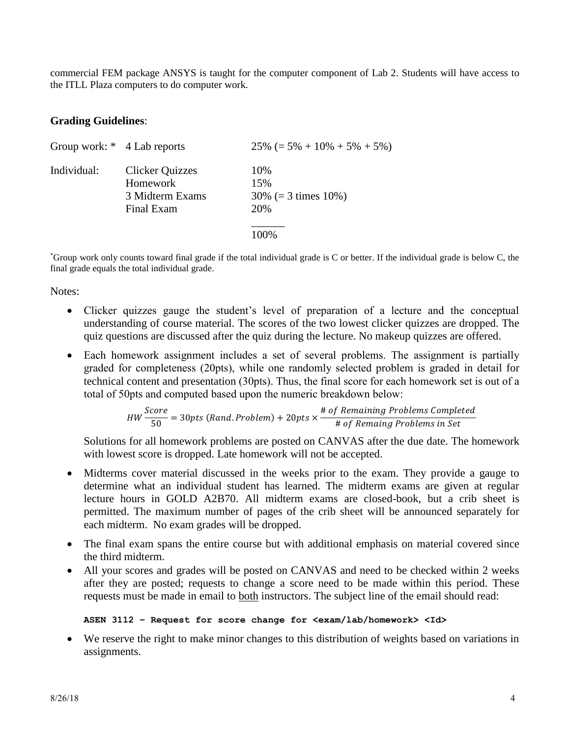commercial FEM package ANSYS is taught for the computer component of Lab 2. Students will have access to the ITLL Plaza computers to do computer work.

**Grading Guidelines**:

| | | |
|---|---|---|
| Group work: * | 4 Lab reports | 25% (= 5% + 10% + 5% + 5%) |
| Individual: | Clicker Quizzes | 10% |
| | Homework | 15% |
| | 3 Midterm Exams | 30% (= 3 times 10%) |
| | Final Exam | 20% |
| | | 100% |

*Group work only counts toward final grade if the total individual grade is C or better. If the individual grade is below C, the final grade equals the total individual grade.

Notes:

- Clicker quizzes gauge the student's level of preparation of a lecture and the conceptual understanding of course material. The scores of the two lowest clicker quizzes are dropped. The quiz questions are discussed after the quiz during the lecture. No makeup quizzes are offered.
- Each homework assignment includes a set of several problems. The assignment is partially graded for completeness (20pts), while one randomly selected problem is graded in detail for technical content and presentation (30pts). Thus, the final score for each homework set is out of a total of 50pts and computed based upon the numeric breakdown below:

$$HW \frac{Score}{50} = 30pts\ (Rand.Problem) + 20pts \times \frac{\#\ of\ Remaining\ Problems\ Completed}{\#\ of\ Remaing\ Problems\ in\ Set}$$

  Solutions for all homework problems are posted on CANVAS after the due date. The homework with lowest score is dropped. Late homework will not be accepted.

- Midterms cover material discussed in the weeks prior to the exam. They provide a gauge to determine what an individual student has learned. The midterm exams are given at regular lecture hours in GOLD A2B70. All midterm exams are closed-book, but a crib sheet is permitted. The maximum number of pages of the crib sheet will be announced separately for each midterm. No exam grades will be dropped.
- The final exam spans the entire course but with additional emphasis on material covered since the third midterm.
- All your scores and grades will be posted on CANVAS and need to be checked within 2 weeks after they are posted; requests to change a score need to be made within this period. These requests must be made in email to <u>both</u> instructors. The subject line of the email should read:

  **ASEN 3112 – Request for score change for <exam/lab/homework> <Id>**

- We reserve the right to make minor changes to this distribution of weights based on variations in assignments.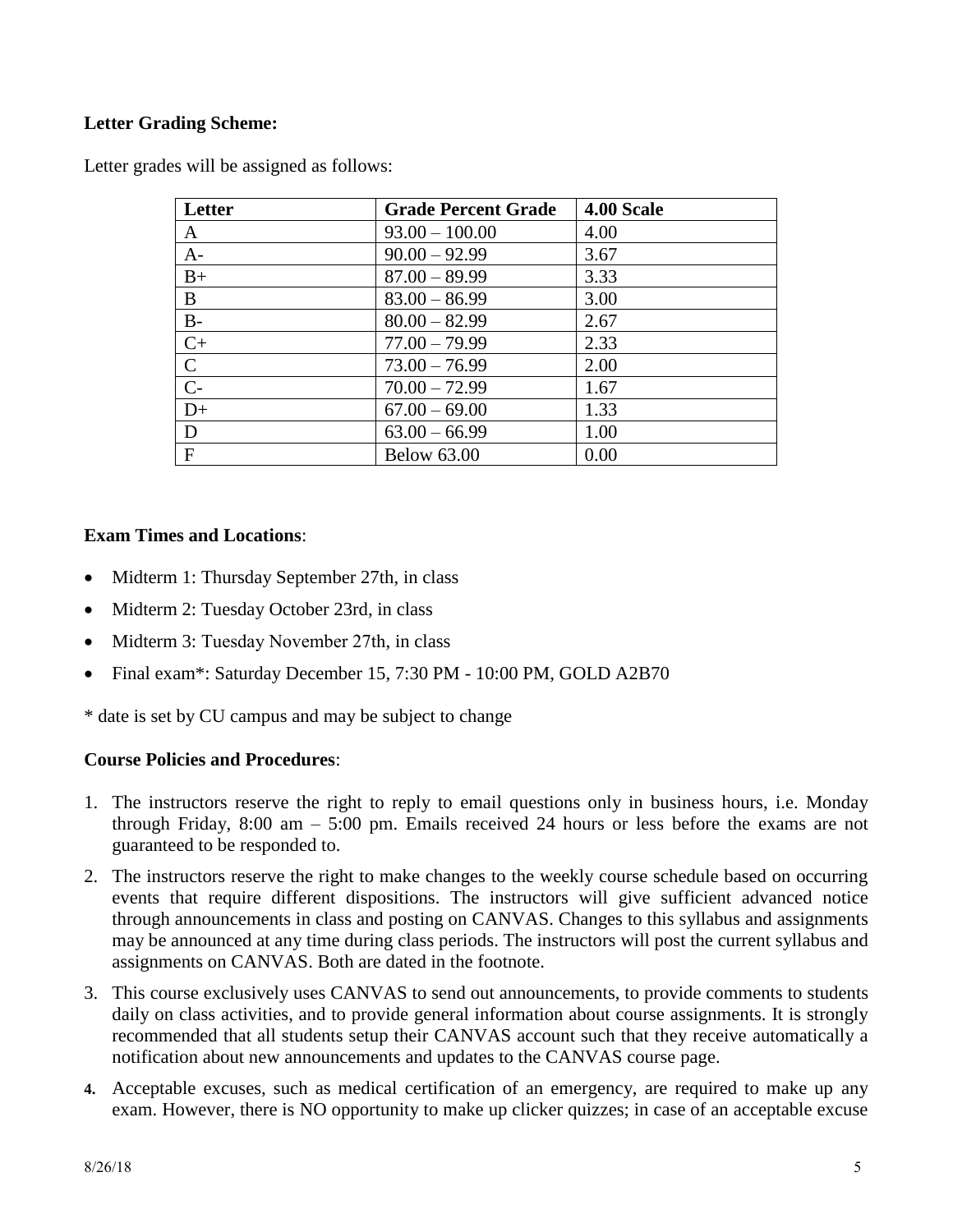**Letter Grading Scheme:**

Letter grades will be assigned as follows:

| Letter | Grade Percent Grade | 4.00 Scale |
|---|---|---|
| A | 93.00 – 100.00 | 4.00 |
| A- | 90.00 – 92.99 | 3.67 |
| B+ | 87.00 – 89.99 | 3.33 |
| B | 83.00 – 86.99 | 3.00 |
| B- | 80.00 – 82.99 | 2.67 |
| C+ | 77.00 – 79.99 | 2.33 |
| C | 73.00 – 76.99 | 2.00 |
| C- | 70.00 – 72.99 | 1.67 |
| D+ | 67.00 – 69.00 | 1.33 |
| D | 63.00 – 66.99 | 1.00 |
| F | Below 63.00 | 0.00 |

**Exam Times and Locations**:

- Midterm 1: Thursday September 27th, in class
- Midterm 2: Tuesday October 23rd, in class
- Midterm 3: Tuesday November 27th, in class
- Final exam*: Saturday December 15, 7:30 PM - 10:00 PM, GOLD A2B70

* date is set by CU campus and may be subject to change

**Course Policies and Procedures**:

1. The instructors reserve the right to reply to email questions only in business hours, i.e. Monday through Friday, 8:00 am – 5:00 pm. Emails received 24 hours or less before the exams are not guaranteed to be responded to.
2. The instructors reserve the right to make changes to the weekly course schedule based on occurring events that require different dispositions. The instructors will give sufficient advanced notice through announcements in class and posting on CANVAS. Changes to this syllabus and assignments may be announced at any time during class periods. The instructors will post the current syllabus and assignments on CANVAS. Both are dated in the footnote.
3. This course exclusively uses CANVAS to send out announcements, to provide comments to students daily on class activities, and to provide general information about course assignments. It is strongly recommended that all students setup their CANVAS account such that they receive automatically a notification about new announcements and updates to the CANVAS course page.
4. Acceptable excuses, such as medical certification of an emergency, are required to make up any exam. However, there is NO opportunity to make up clicker quizzes; in case of an acceptable excuse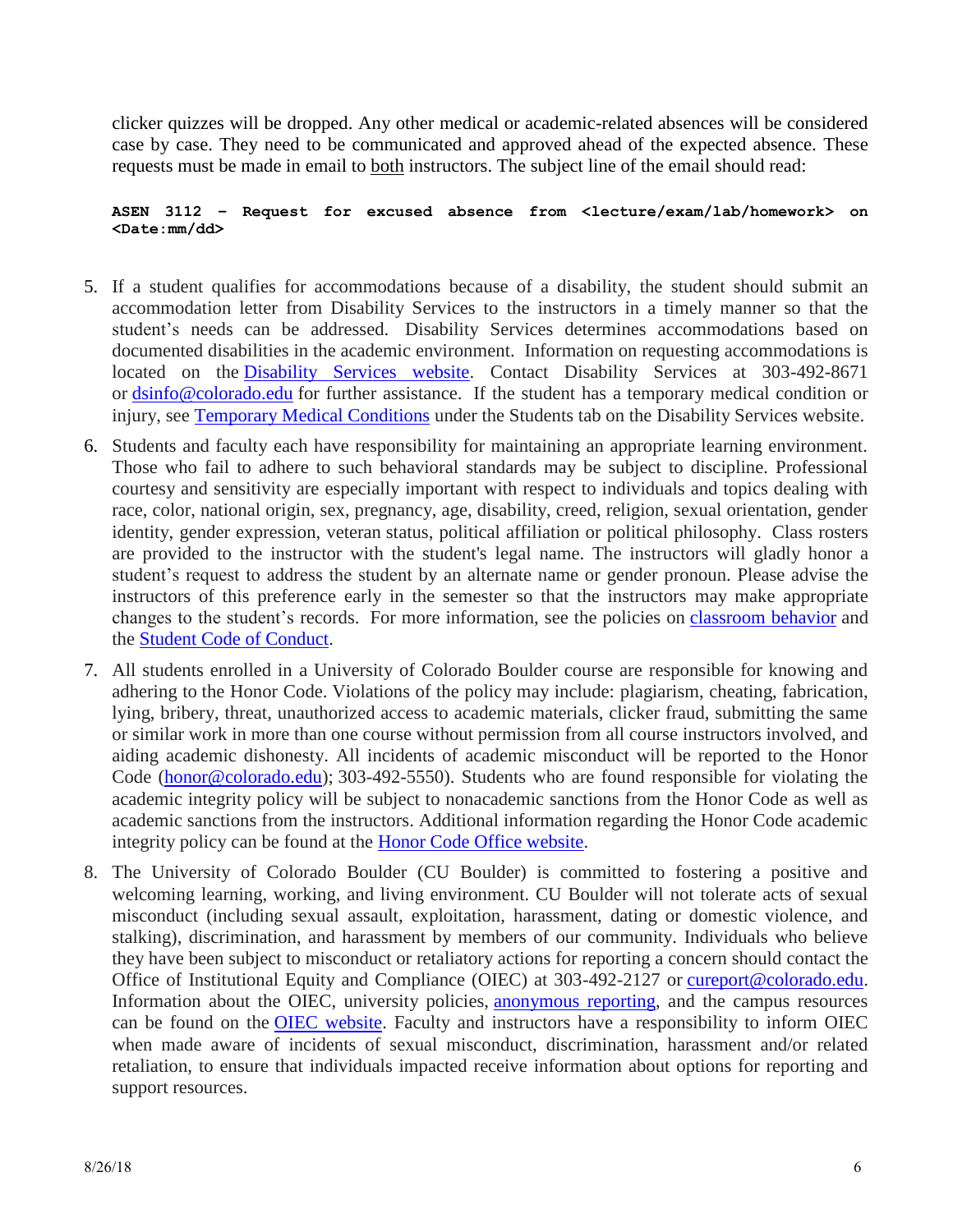clicker quizzes will be dropped. Any other medical or academic-related absences will be considered case by case. They need to be communicated and approved ahead of the expected absence. These requests must be made in email to both instructors. The subject line of the email should read:

**ASEN 3112 – Request for excused absence from <lecture/exam/lab/homework> on <Date:mm/dd>**

5. If a student qualifies for accommodations because of a disability, the student should submit an accommodation letter from Disability Services to the instructors in a timely manner so that the student's needs can be addressed. Disability Services determines accommodations based on documented disabilities in the academic environment. Information on requesting accommodations is located on the Disability Services website. Contact Disability Services at 303-492-8671 or dsinfo@colorado.edu for further assistance. If the student has a temporary medical condition or injury, see Temporary Medical Conditions under the Students tab on the Disability Services website.

6. Students and faculty each have responsibility for maintaining an appropriate learning environment. Those who fail to adhere to such behavioral standards may be subject to discipline. Professional courtesy and sensitivity are especially important with respect to individuals and topics dealing with race, color, national origin, sex, pregnancy, age, disability, creed, religion, sexual orientation, gender identity, gender expression, veteran status, political affiliation or political philosophy. Class rosters are provided to the instructor with the student's legal name. The instructors will gladly honor a student's request to address the student by an alternate name or gender pronoun. Please advise the instructors of this preference early in the semester so that the instructors may make appropriate changes to the student's records. For more information, see the policies on classroom behavior and the Student Code of Conduct.

7. All students enrolled in a University of Colorado Boulder course are responsible for knowing and adhering to the Honor Code. Violations of the policy may include: plagiarism, cheating, fabrication, lying, bribery, threat, unauthorized access to academic materials, clicker fraud, submitting the same or similar work in more than one course without permission from all course instructors involved, and aiding academic dishonesty. All incidents of academic misconduct will be reported to the Honor Code (honor@colorado.edu); 303-492-5550). Students who are found responsible for violating the academic integrity policy will be subject to nonacademic sanctions from the Honor Code as well as academic sanctions from the instructors. Additional information regarding the Honor Code academic integrity policy can be found at the Honor Code Office website.

8. The University of Colorado Boulder (CU Boulder) is committed to fostering a positive and welcoming learning, working, and living environment. CU Boulder will not tolerate acts of sexual misconduct (including sexual assault, exploitation, harassment, dating or domestic violence, and stalking), discrimination, and harassment by members of our community. Individuals who believe they have been subject to misconduct or retaliatory actions for reporting a concern should contact the Office of Institutional Equity and Compliance (OIEC) at 303-492-2127 or cureport@colorado.edu. Information about the OIEC, university policies, anonymous reporting, and the campus resources can be found on the OIEC website. Faculty and instructors have a responsibility to inform OIEC when made aware of incidents of sexual misconduct, discrimination, harassment and/or related retaliation, to ensure that individuals impacted receive information about options for reporting and support resources.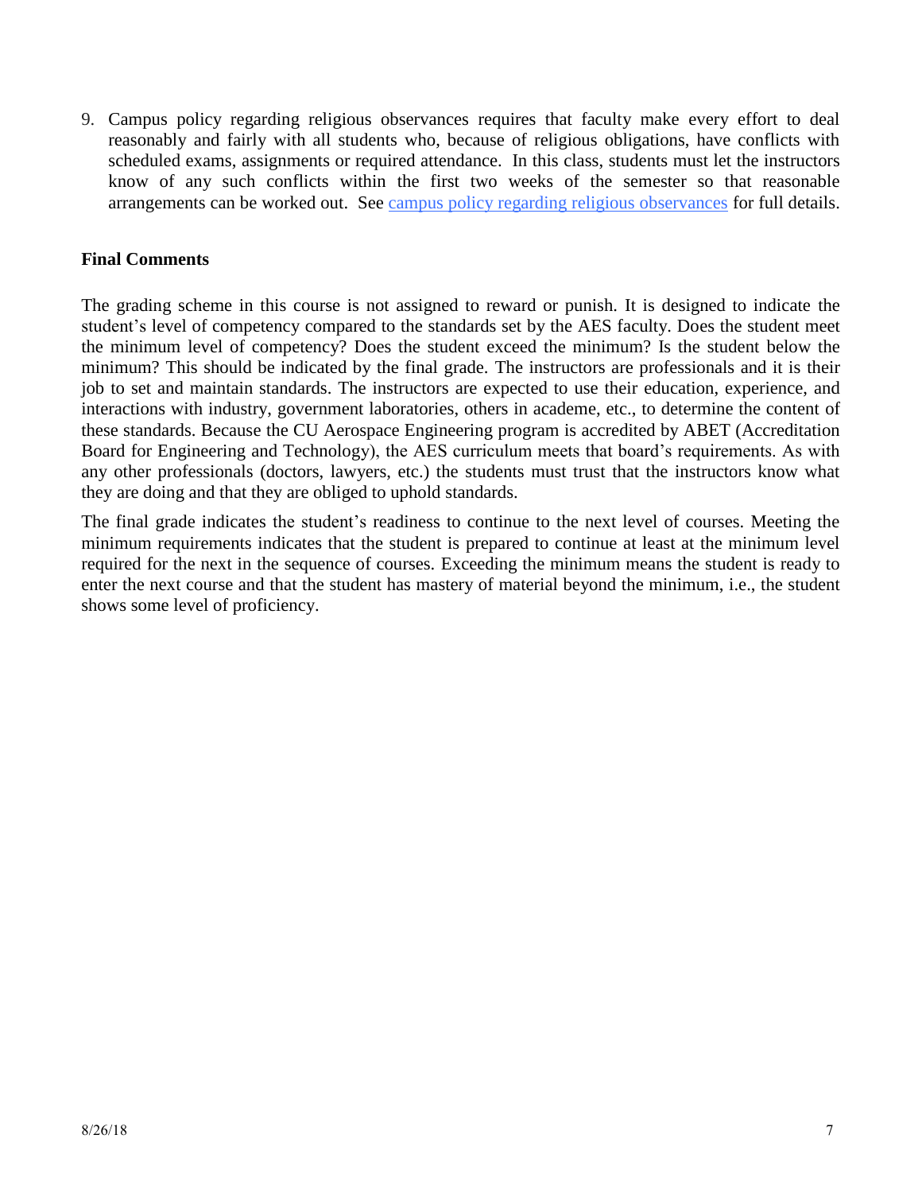9. Campus policy regarding religious observances requires that faculty make every effort to deal reasonably and fairly with all students who, because of religious obligations, have conflicts with scheduled exams, assignments or required attendance. In this class, students must let the instructors know of any such conflicts within the first two weeks of the semester so that reasonable arrangements can be worked out. See campus policy regarding religious observances for full details.

**Final Comments**

The grading scheme in this course is not assigned to reward or punish. It is designed to indicate the student's level of competency compared to the standards set by the AES faculty. Does the student meet the minimum level of competency? Does the student exceed the minimum? Is the student below the minimum? This should be indicated by the final grade. The instructors are professionals and it is their job to set and maintain standards. The instructors are expected to use their education, experience, and interactions with industry, government laboratories, others in academe, etc., to determine the content of these standards. Because the CU Aerospace Engineering program is accredited by ABET (Accreditation Board for Engineering and Technology), the AES curriculum meets that board's requirements. As with any other professionals (doctors, lawyers, etc.) the students must trust that the instructors know what they are doing and that they are obliged to uphold standards.

The final grade indicates the student's readiness to continue to the next level of courses. Meeting the minimum requirements indicates that the student is prepared to continue at least at the minimum level required for the next in the sequence of courses. Exceeding the minimum means the student is ready to enter the next course and that the student has mastery of material beyond the minimum, i.e., the student shows some level of proficiency.